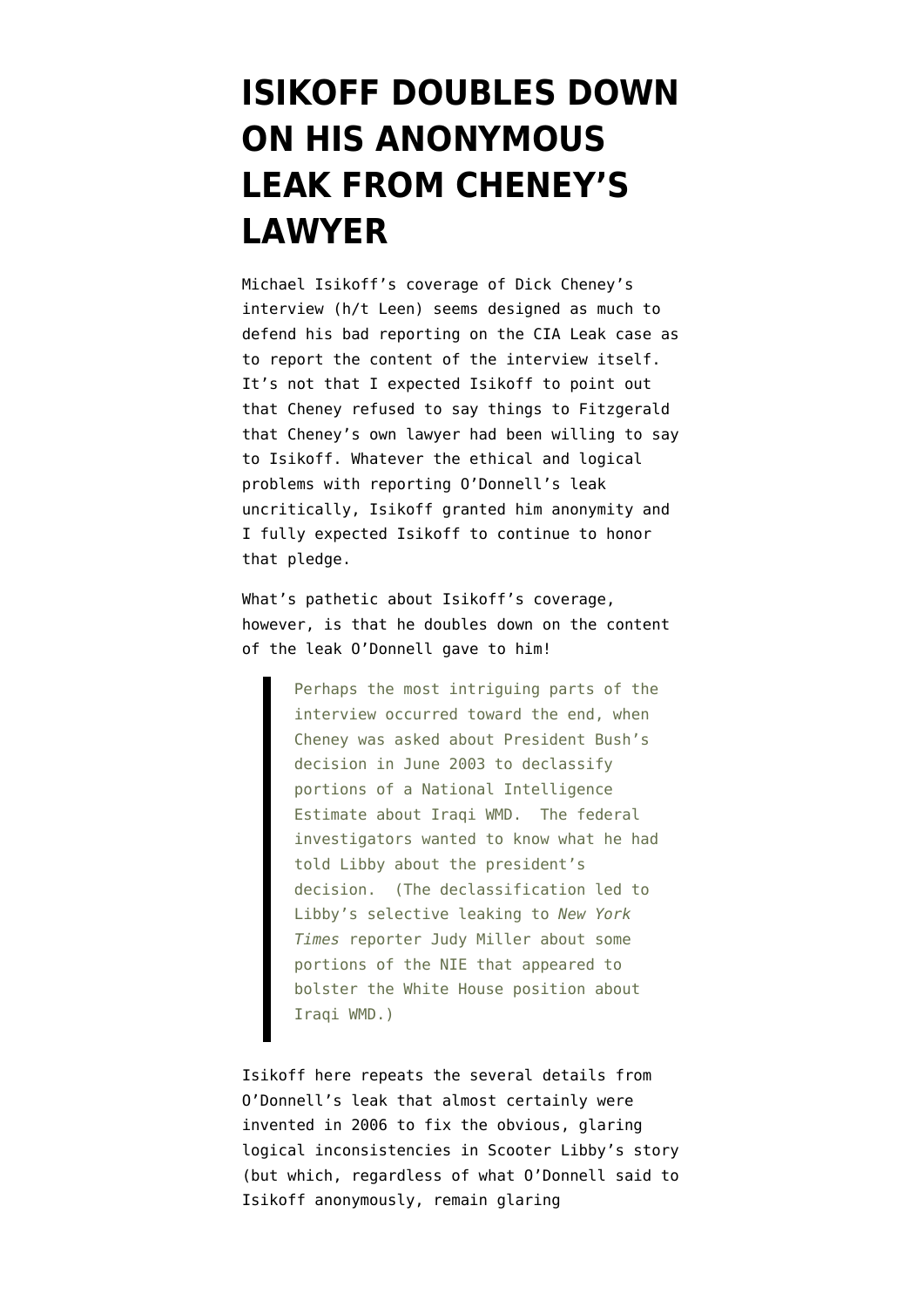# ISIKOFF DOUBLES DOWN ON HIS ANONYMOUS LEAK FROM CHENEY'S LAWYER

Michael Isikoff's coverage of Dick Cheney's interview (h/t Leen) seems designed as much to defend his bad reporting on the CIA Leak case as to report the content of the interview itself. It's not that I expected Isikoff to point out that Cheney refused to say things to Fitzgerald that Cheney's own lawyer had been willing to say to Isikoff. Whatever the ethical and logical problems with reporting O'Donnell's leak uncritically, Isikoff granted him anonymity and I fully expected Isikoff to continue to honor that pledge.

What's pathetic about Isikoff's coverage, however, is that he doubles down on the content of the leak O'Donnell gave to him!

> Perhaps the most intriguing parts of the interview occurred toward the end, when Cheney was asked about President Bush's decision in June 2003 to declassify portions of a National Intelligence Estimate about Iraqi WMD. The federal investigators wanted to know what he had told Libby about the president's decision. (The declassification led to Libby's selective leaking to *New York Times* reporter Judy Miller about some portions of the NIE that appeared to bolster the White House position about Iraqi WMD.)

Isikoff here repeats the several details from O'Donnell's leak that almost certainly were invented in 2006 to fix the obvious, glaring logical inconsistencies in Scooter Libby's story (but which, regardless of what O'Donnell said to Isikoff anonymously, remain glaring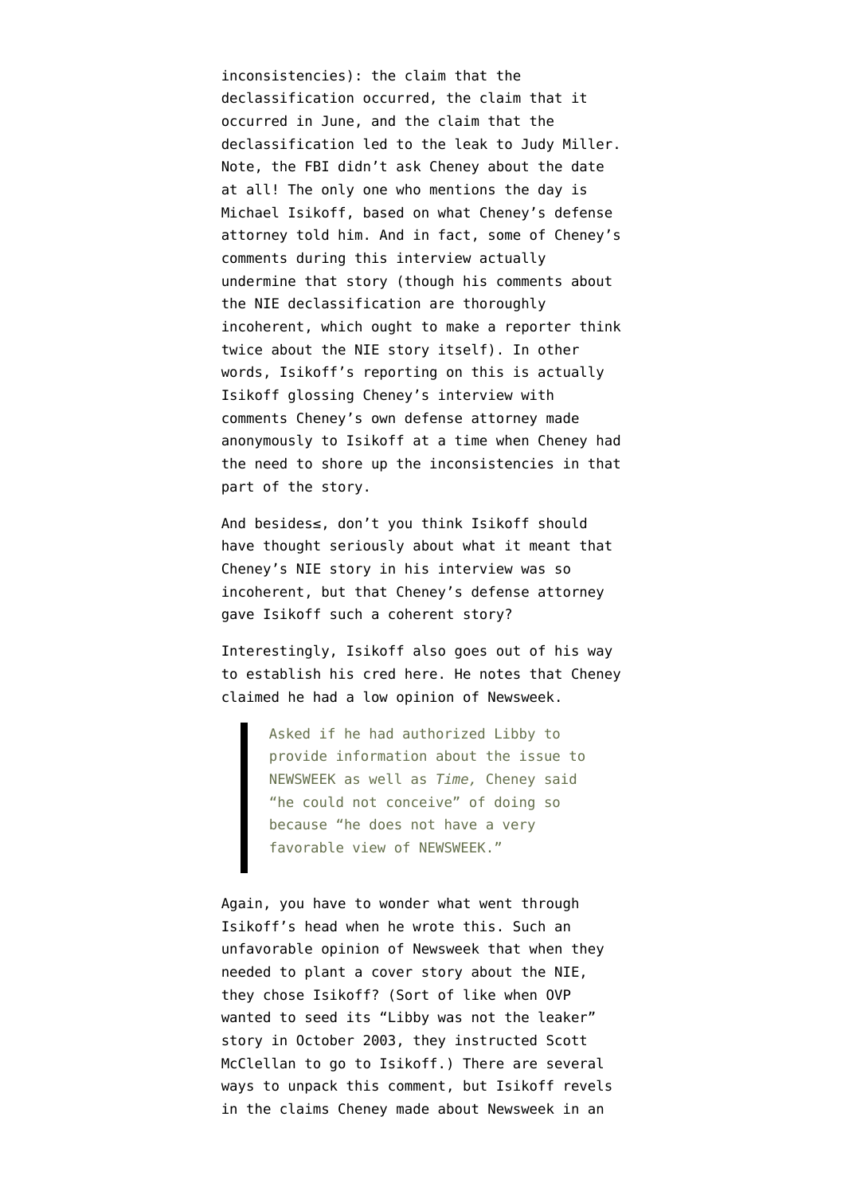inconsistencies): the claim that the declassification occurred, the claim that it occurred in June, and the claim that the declassification led to the leak to Judy Miller. Note, the FBI didn't ask Cheney about the date at all! The only one who mentions the day is Michael Isikoff, based on what Cheney's defense attorney told him. And in fact, some of Cheney's comments during this interview actually undermine that story (though his comments about the NIE declassification are thoroughly incoherent, which ought to make a reporter think twice about the NIE story itself). In other words, Isikoff's reporting on this is actually Isikoff glossing Cheney's interview with comments Cheney's own defense attorney made anonymously to Isikoff at a time when Cheney had the need to shore up the inconsistencies in that part of the story.

And besides≤, don't you think Isikoff should have thought seriously about what it meant that Cheney's NIE story in his interview was so incoherent, but that Cheney's defense attorney gave Isikoff such a coherent story?

Interestingly, Isikoff also goes out of his way to establish his cred here. He notes that Cheney claimed he had a low opinion of Newsweek.

> Asked if he had authorized Libby to provide information about the issue to NEWSWEEK as well as *Time,* Cheney said "he could not conceive" of doing so because "he does not have a very favorable view of NEWSWEEK."

Again, you have to wonder what went through Isikoff's head when he wrote this. Such an unfavorable opinion of Newsweek that when they needed to plant a cover story about the NIE, they chose Isikoff? (Sort of like when OVP wanted to seed its "Libby was not the leaker" story in October 2003, they instructed Scott McClellan to go to Isikoff.) There are several ways to unpack this comment, but Isikoff revels in the claims Cheney made about Newsweek in an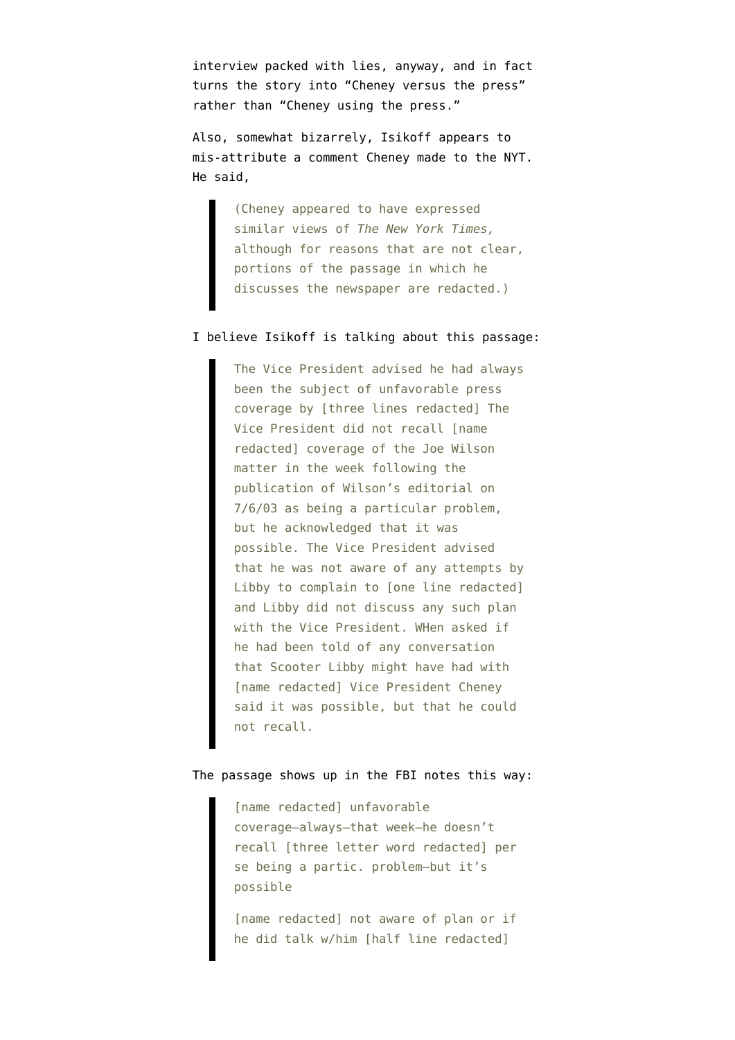interview packed with lies, anyway, and in fact turns the story into "Cheney versus the press" rather than "Cheney using the press."

Also, somewhat bizarrely, Isikoff appears to mis-attribute a comment Cheney made to the NYT. He said,

> (Cheney appeared to have expressed similar views of *The New York Times,* although for reasons that are not clear, portions of the passage in which he discusses the newspaper are redacted.)

I believe Isikoff is talking about this passage:

> The Vice President advised he had always been the subject of unfavorable press coverage by [three lines redacted] The Vice President did not recall [name redacted] coverage of the Joe Wilson matter in the week following the publication of Wilson's editorial on 7/6/03 as being a particular problem, but he acknowledged that it was possible. The Vice President advised that he was not aware of any attempts by Libby to complain to [one line redacted] and Libby did not discuss any such plan with the Vice President. WHen asked if he had been told of any conversation that Scooter Libby might have had with [name redacted] Vice President Cheney said it was possible, but that he could not recall.

The passage shows up in the FBI notes this way:

> [name redacted] unfavorable coverage–always–that week–he doesn't recall [three letter word redacted] per se being a partic. problem–but it's possible
>
> [name redacted] not aware of plan or if he did talk w/him [half line redacted]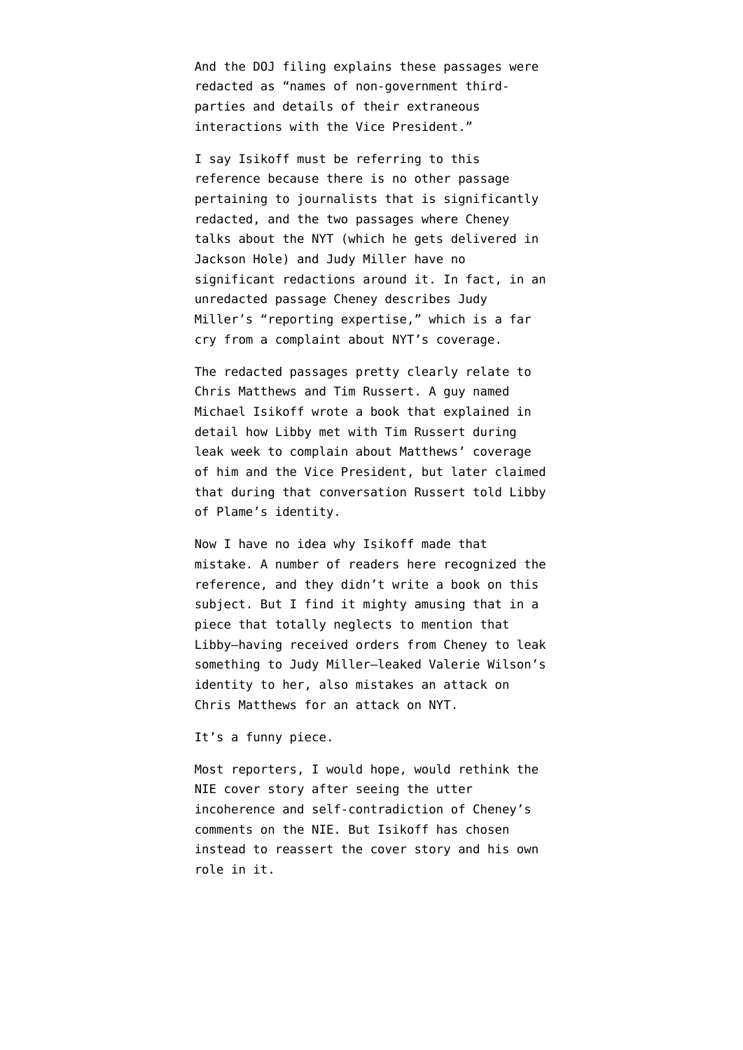And the DOJ filing explains these passages were redacted as "names of non-government third-parties and details of their extraneous interactions with the Vice President."

I say Isikoff must be referring to this reference because there is no other passage pertaining to journalists that is significantly redacted, and the two passages where Cheney talks about the NYT (which he gets delivered in Jackson Hole) and Judy Miller have no significant redactions around it. In fact, in an unredacted passage Cheney describes Judy Miller's "reporting expertise," which is a far cry from a complaint about NYT's coverage.

The redacted passages pretty clearly relate to Chris Matthews and Tim Russert. A guy named Michael Isikoff wrote a book that explained in detail how Libby met with Tim Russert during leak week to complain about Matthews' coverage of him and the Vice President, but later claimed that during that conversation Russert told Libby of Plame's identity.

Now I have no idea why Isikoff made that mistake. A number of readers here recognized the reference, and they didn't write a book on this subject. But I find it mighty amusing that in a piece that totally neglects to mention that Libby–having received orders from Cheney to leak something to Judy Miller–leaked Valerie Wilson's identity to her, also mistakes an attack on Chris Matthews for an attack on NYT.

It's a funny piece.

Most reporters, I would hope, would rethink the NIE cover story after seeing the utter incoherence and self-contradiction of Cheney's comments on the NIE. But Isikoff has chosen instead to reassert the cover story and his own role in it.